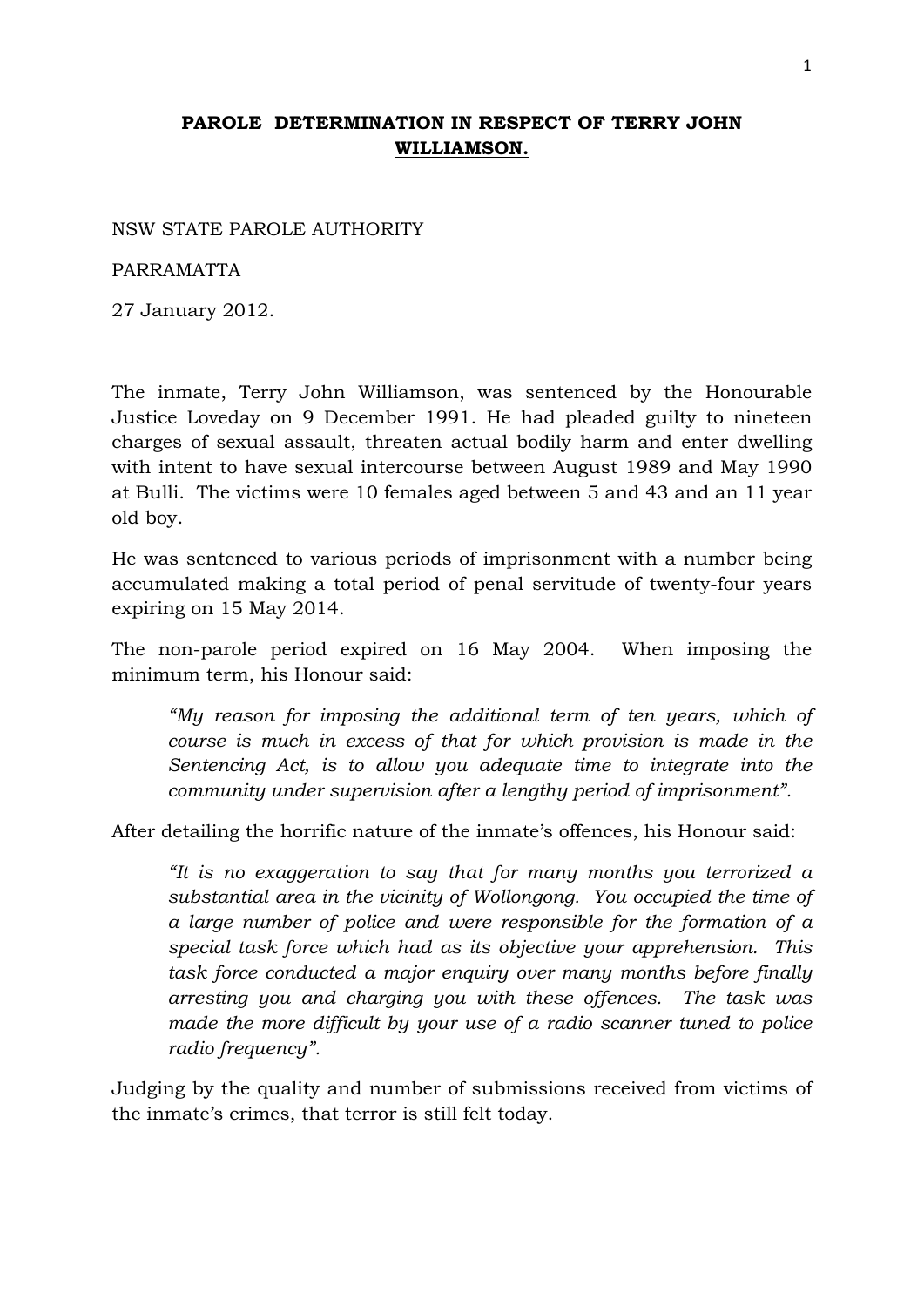# PAROLE DETERMINATION IN RESPECT OF TERRY JOHN WILLIAMSON.

NSW STATE PAROLE AUTHORITY

PARRAMATTA

27 January 2012.

The inmate, Terry John Williamson, was sentenced by the Honourable Justice Loveday on 9 December 1991. He had pleaded guilty to nineteen charges of sexual assault, threaten actual bodily harm and enter dwelling with intent to have sexual intercourse between August 1989 and May 1990 at Bulli. The victims were 10 females aged between 5 and 43 and an 11 year old boy.

He was sentenced to various periods of imprisonment with a number being accumulated making a total period of penal servitude of twenty-four years expiring on 15 May 2014.

The non-parole period expired on 16 May 2004. When imposing the minimum term, his Honour said:

> *"My reason for imposing the additional term of ten years, which of course is much in excess of that for which provision is made in the Sentencing Act, is to allow you adequate time to integrate into the community under supervision after a lengthy period of imprisonment".*

After detailing the horrific nature of the inmate's offences, his Honour said:

> *"It is no exaggeration to say that for many months you terrorized a substantial area in the vicinity of Wollongong. You occupied the time of a large number of police and were responsible for the formation of a special task force which had as its objective your apprehension. This task force conducted a major enquiry over many months before finally arresting you and charging you with these offences. The task was made the more difficult by your use of a radio scanner tuned to police radio frequency".*

Judging by the quality and number of submissions received from victims of the inmate's crimes, that terror is still felt today.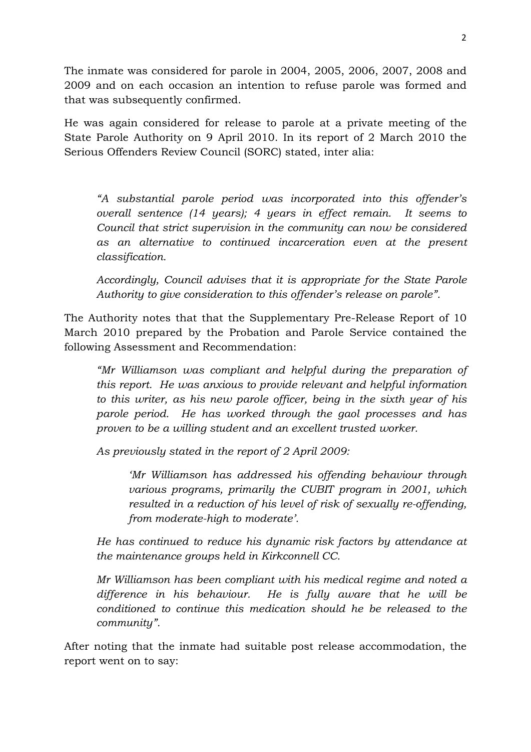The inmate was considered for parole in 2004, 2005, 2006, 2007, 2008 and 2009 and on each occasion an intention to refuse parole was formed and that was subsequently confirmed.

He was again considered for release to parole at a private meeting of the State Parole Authority on 9 April 2010. In its report of 2 March 2010 the Serious Offenders Review Council (SORC) stated, inter alia:

> *"A substantial parole period was incorporated into this offender's overall sentence (14 years); 4 years in effect remain. It seems to Council that strict supervision in the community can now be considered as an alternative to continued incarceration even at the present classification.*
>
> *Accordingly, Council advises that it is appropriate for the State Parole Authority to give consideration to this offender's release on parole".*

The Authority notes that that the Supplementary Pre-Release Report of 10 March 2010 prepared by the Probation and Parole Service contained the following Assessment and Recommendation:

> *"Mr Williamson was compliant and helpful during the preparation of this report. He was anxious to provide relevant and helpful information to this writer, as his new parole officer, being in the sixth year of his parole period. He has worked through the gaol processes and has proven to be a willing student and an excellent trusted worker.*
>
> *As previously stated in the report of 2 April 2009:*
>
> > *'Mr Williamson has addressed his offending behaviour through various programs, primarily the CUBIT program in 2001, which resulted in a reduction of his level of risk of sexually re-offending, from moderate-high to moderate'.*
>
> *He has continued to reduce his dynamic risk factors by attendance at the maintenance groups held in Kirkconnell CC.*
>
> *Mr Williamson has been compliant with his medical regime and noted a difference in his behaviour. He is fully aware that he will be conditioned to continue this medication should he be released to the community".*

After noting that the inmate had suitable post release accommodation, the report went on to say: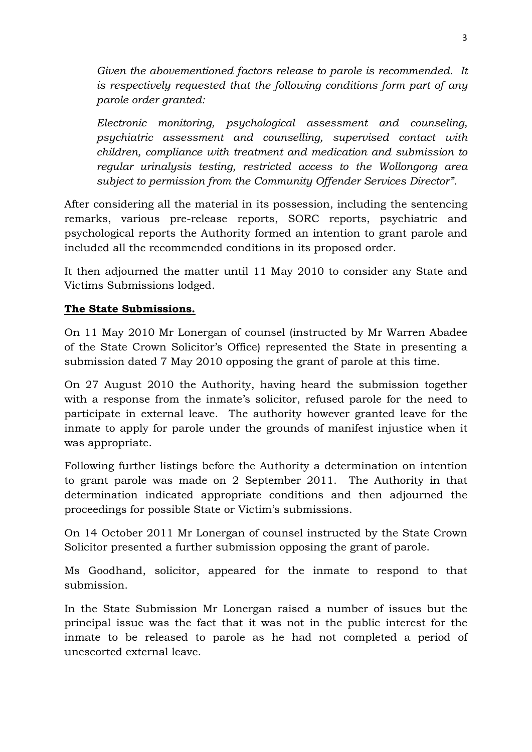*Given the abovementioned factors release to parole is recommended. It is respectively requested that the following conditions form part of any parole order granted:*

*Electronic monitoring, psychological assessment and counseling, psychiatric assessment and counselling, supervised contact with children, compliance with treatment and medication and submission to regular urinalysis testing, restricted access to the Wollongong area subject to permission from the Community Offender Services Director".*

After considering all the material in its possession, including the sentencing remarks, various pre-release reports, SORC reports, psychiatric and psychological reports the Authority formed an intention to grant parole and included all the recommended conditions in its proposed order.

It then adjourned the matter until 11 May 2010 to consider any State and Victims Submissions lodged.

**The State Submissions.**

On 11 May 2010 Mr Lonergan of counsel (instructed by Mr Warren Abadee of the State Crown Solicitor's Office) represented the State in presenting a submission dated 7 May 2010 opposing the grant of parole at this time.

On 27 August 2010 the Authority, having heard the submission together with a response from the inmate's solicitor, refused parole for the need to participate in external leave. The authority however granted leave for the inmate to apply for parole under the grounds of manifest injustice when it was appropriate.

Following further listings before the Authority a determination on intention to grant parole was made on 2 September 2011. The Authority in that determination indicated appropriate conditions and then adjourned the proceedings for possible State or Victim's submissions.

On 14 October 2011 Mr Lonergan of counsel instructed by the State Crown Solicitor presented a further submission opposing the grant of parole.

Ms Goodhand, solicitor, appeared for the inmate to respond to that submission.

In the State Submission Mr Lonergan raised a number of issues but the principal issue was the fact that it was not in the public interest for the inmate to be released to parole as he had not completed a period of unescorted external leave.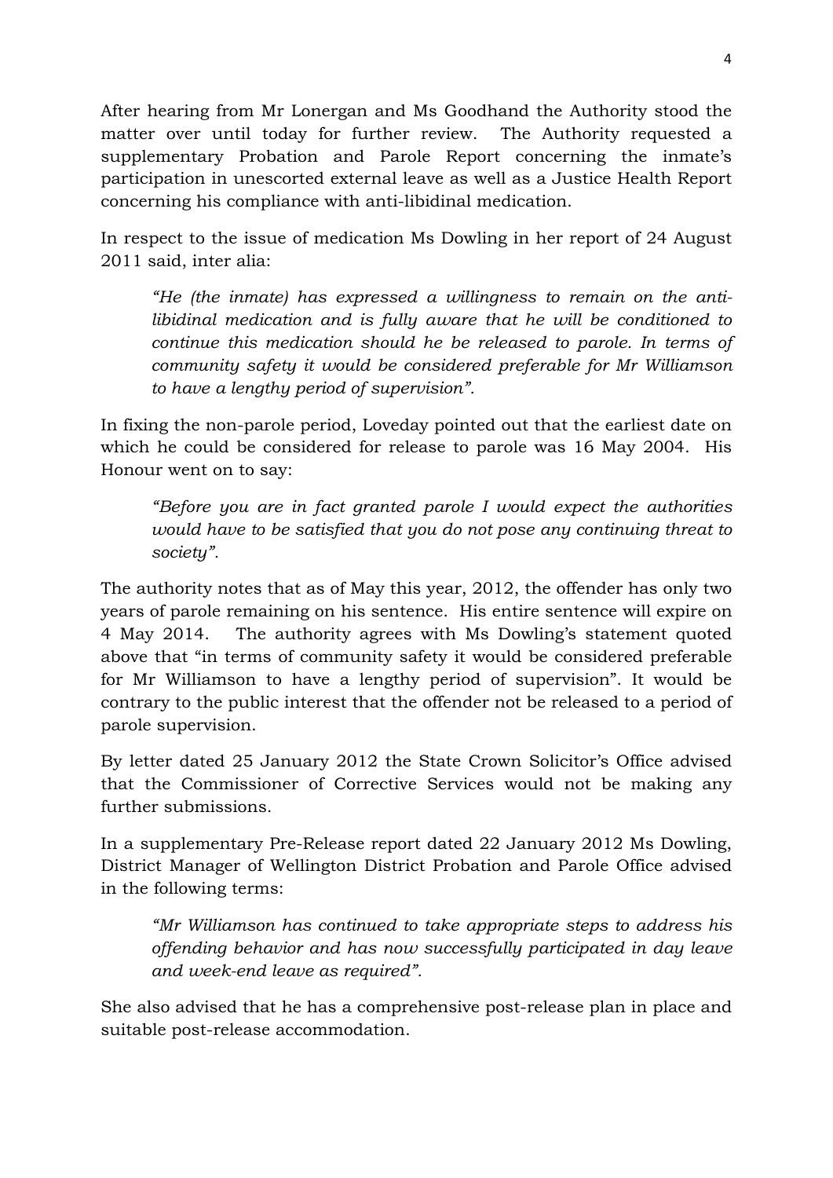After hearing from Mr Lonergan and Ms Goodhand the Authority stood the matter over until today for further review. The Authority requested a supplementary Probation and Parole Report concerning the inmate's participation in unescorted external leave as well as a Justice Health Report concerning his compliance with anti-libidinal medication.

In respect to the issue of medication Ms Dowling in her report of 24 August 2011 said, inter alia:

> *"He (the inmate) has expressed a willingness to remain on the anti-libidinal medication and is fully aware that he will be conditioned to continue this medication should he be released to parole. In terms of community safety it would be considered preferable for Mr Williamson to have a lengthy period of supervision".*

In fixing the non-parole period, Loveday pointed out that the earliest date on which he could be considered for release to parole was 16 May 2004. His Honour went on to say:

> *"Before you are in fact granted parole I would expect the authorities would have to be satisfied that you do not pose any continuing threat to society".*

The authority notes that as of May this year, 2012, the offender has only two years of parole remaining on his sentence. His entire sentence will expire on 4 May 2014. The authority agrees with Ms Dowling's statement quoted above that "in terms of community safety it would be considered preferable for Mr Williamson to have a lengthy period of supervision". It would be contrary to the public interest that the offender not be released to a period of parole supervision.

By letter dated 25 January 2012 the State Crown Solicitor's Office advised that the Commissioner of Corrective Services would not be making any further submissions.

In a supplementary Pre-Release report dated 22 January 2012 Ms Dowling, District Manager of Wellington District Probation and Parole Office advised in the following terms:

> *"Mr Williamson has continued to take appropriate steps to address his offending behavior and has now successfully participated in day leave and week-end leave as required".*

She also advised that he has a comprehensive post-release plan in place and suitable post-release accommodation.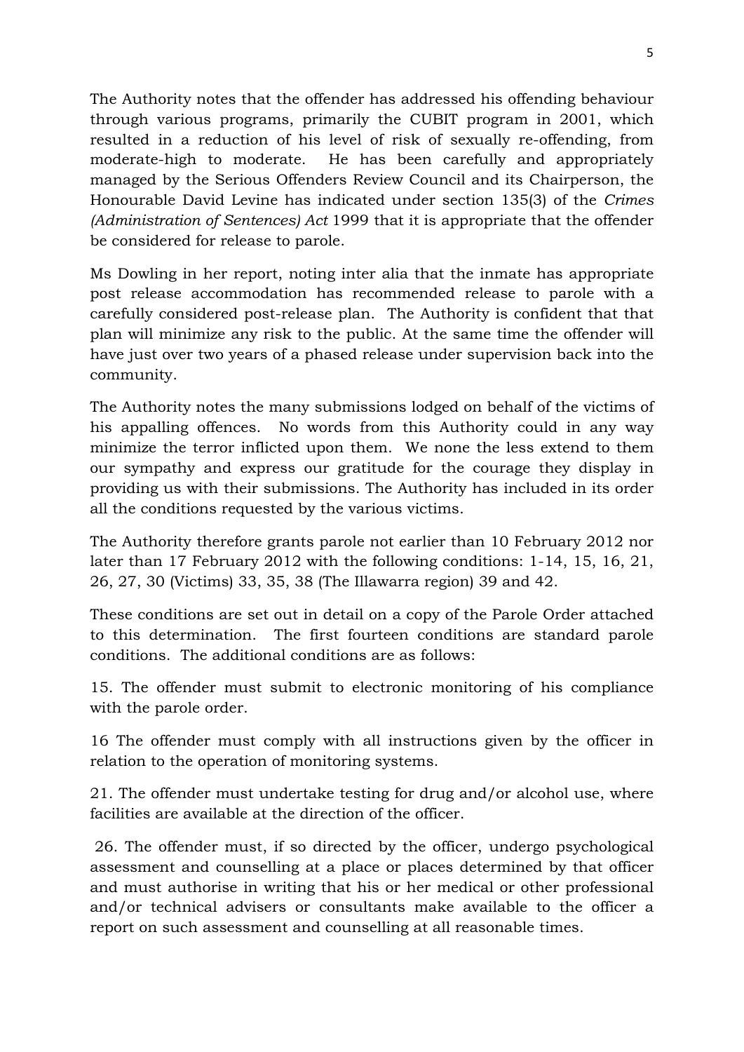The Authority notes that the offender has addressed his offending behaviour through various programs, primarily the CUBIT program in 2001, which resulted in a reduction of his level of risk of sexually re-offending, from moderate-high to moderate. He has been carefully and appropriately managed by the Serious Offenders Review Council and its Chairperson, the Honourable David Levine has indicated under section 135(3) of the *Crimes (Administration of Sentences) Act* 1999 that it is appropriate that the offender be considered for release to parole.

Ms Dowling in her report, noting inter alia that the inmate has appropriate post release accommodation has recommended release to parole with a carefully considered post-release plan. The Authority is confident that that plan will minimize any risk to the public. At the same time the offender will have just over two years of a phased release under supervision back into the community.

The Authority notes the many submissions lodged on behalf of the victims of his appalling offences. No words from this Authority could in any way minimize the terror inflicted upon them. We none the less extend to them our sympathy and express our gratitude for the courage they display in providing us with their submissions. The Authority has included in its order all the conditions requested by the various victims.

The Authority therefore grants parole not earlier than 10 February 2012 nor later than 17 February 2012 with the following conditions: 1-14, 15, 16, 21, 26, 27, 30 (Victims) 33, 35, 38 (The Illawarra region) 39 and 42.

These conditions are set out in detail on a copy of the Parole Order attached to this determination. The first fourteen conditions are standard parole conditions. The additional conditions are as follows:

15. The offender must submit to electronic monitoring of his compliance with the parole order.

16 The offender must comply with all instructions given by the officer in relation to the operation of monitoring systems.

21. The offender must undertake testing for drug and/or alcohol use, where facilities are available at the direction of the officer.

26. The offender must, if so directed by the officer, undergo psychological assessment and counselling at a place or places determined by that officer and must authorise in writing that his or her medical or other professional and/or technical advisers or consultants make available to the officer a report on such assessment and counselling at all reasonable times.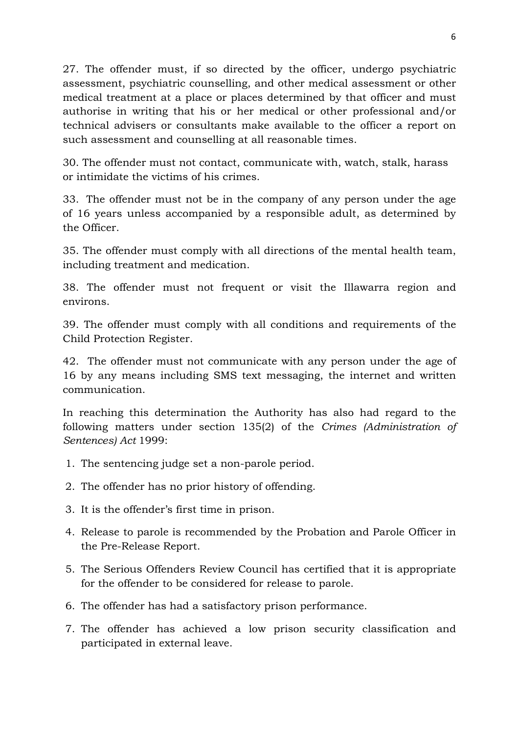27. The offender must, if so directed by the officer, undergo psychiatric assessment, psychiatric counselling, and other medical assessment or other medical treatment at a place or places determined by that officer and must authorise in writing that his or her medical or other professional and/or technical advisers or consultants make available to the officer a report on such assessment and counselling at all reasonable times.

30. The offender must not contact, communicate with, watch, stalk, harass or intimidate the victims of his crimes.

33. The offender must not be in the company of any person under the age of 16 years unless accompanied by a responsible adult, as determined by the Officer.

35. The offender must comply with all directions of the mental health team, including treatment and medication.

38. The offender must not frequent or visit the Illawarra region and environs.

39. The offender must comply with all conditions and requirements of the Child Protection Register.

42. The offender must not communicate with any person under the age of 16 by any means including SMS text messaging, the internet and written communication.

In reaching this determination the Authority has also had regard to the following matters under section 135(2) of the *Crimes (Administration of Sentences) Act* 1999:

1. The sentencing judge set a non-parole period.
2. The offender has no prior history of offending.
3. It is the offender's first time in prison.
4. Release to parole is recommended by the Probation and Parole Officer in the Pre-Release Report.
5. The Serious Offenders Review Council has certified that it is appropriate for the offender to be considered for release to parole.
6. The offender has had a satisfactory prison performance.
7. The offender has achieved a low prison security classification and participated in external leave.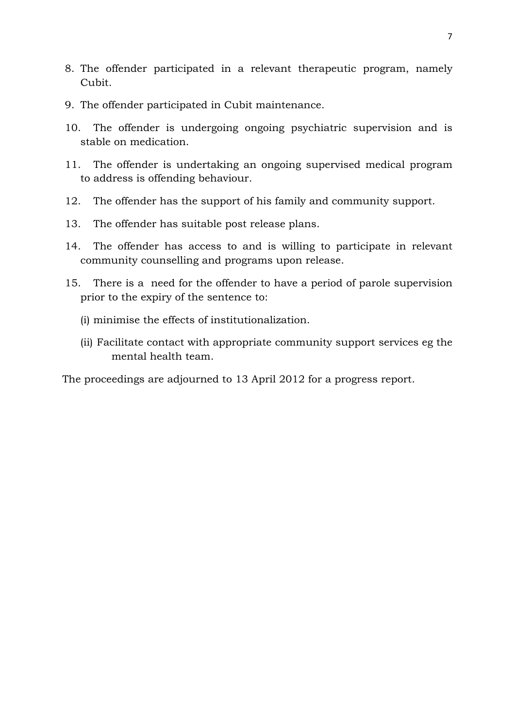8. The offender participated in a relevant therapeutic program, namely Cubit.

9. The offender participated in Cubit maintenance.

10. The offender is undergoing ongoing psychiatric supervision and is stable on medication.

11. The offender is undertaking an ongoing supervised medical program to address is offending behaviour.

12. The offender has the support of his family and community support.

13. The offender has suitable post release plans.

14. The offender has access to and is willing to participate in relevant community counselling and programs upon release.

15. There is a need for the offender to have a period of parole supervision prior to the expiry of the sentence to:

    (i) minimise the effects of institutionalization.

    (ii) Facilitate contact with appropriate community support services eg the mental health team.

The proceedings are adjourned to 13 April 2012 for a progress report.